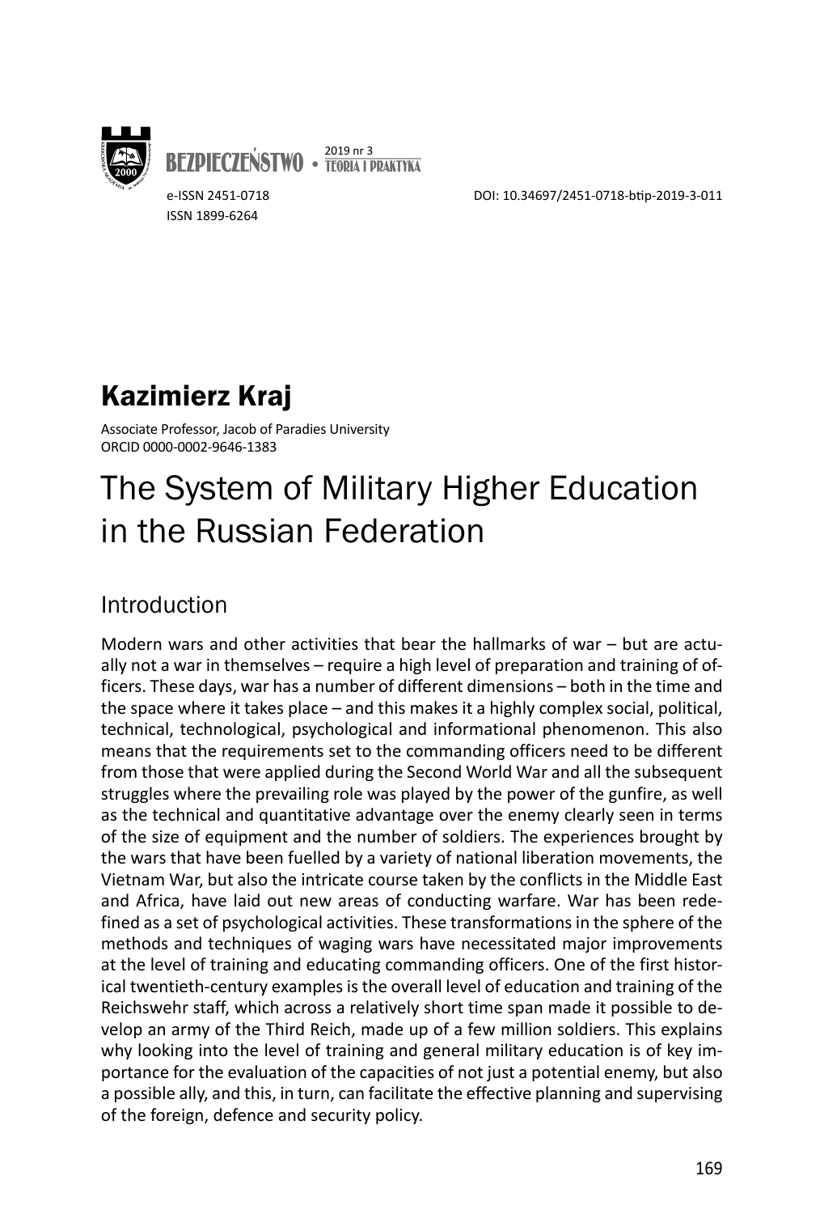e-ISSN 2451-0718
ISSN 1899-6264

DOI: 10.34697/2451-0718-btip-2019-3-011

## Kazimierz Kraj

Associate Professor, Jacob of Paradies University
ORCID 0000-0002-9646-1383

# The System of Military Higher Education in the Russian Federation

## Introduction

Modern wars and other activities that bear the hallmarks of war – but are actually not a war in themselves – require a high level of preparation and training of officers. These days, war has a number of different dimensions – both in the time and the space where it takes place – and this makes it a highly complex social, political, technical, technological, psychological and informational phenomenon. This also means that the requirements set to the commanding officers need to be different from those that were applied during the Second World War and all the subsequent struggles where the prevailing role was played by the power of the gunfire, as well as the technical and quantitative advantage over the enemy clearly seen in terms of the size of equipment and the number of soldiers. The experiences brought by the wars that have been fuelled by a variety of national liberation movements, the Vietnam War, but also the intricate course taken by the conflicts in the Middle East and Africa, have laid out new areas of conducting warfare. War has been redefined as a set of psychological activities. These transformations in the sphere of the methods and techniques of waging wars have necessitated major improvements at the level of training and educating commanding officers. One of the first historical twentieth-century examples is the overall level of education and training of the Reichswehr staff, which across a relatively short time span made it possible to develop an army of the Third Reich, made up of a few million soldiers. This explains why looking into the level of training and general military education is of key importance for the evaluation of the capacities of not just a potential enemy, but also a possible ally, and this, in turn, can facilitate the effective planning and supervising of the foreign, defence and security policy.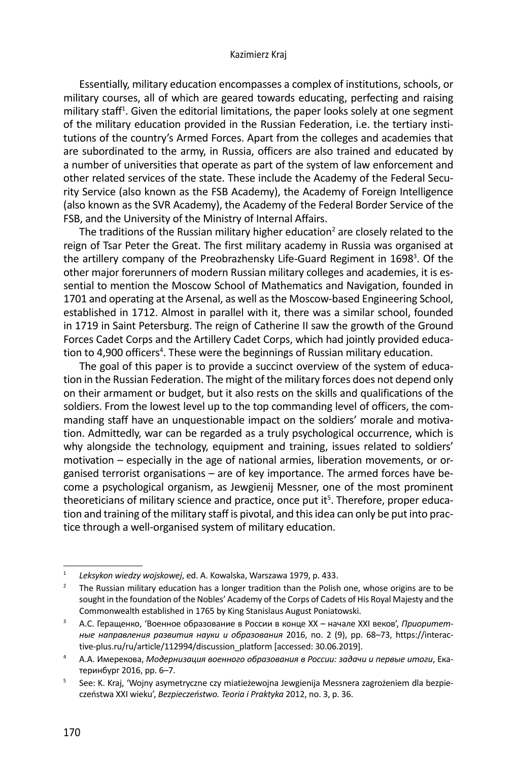Essentially, military education encompasses a complex of institutions, schools, or military courses, all of which are geared towards educating, perfecting and raising military staff[1]. Given the editorial limitations, the paper looks solely at one segment of the military education provided in the Russian Federation, i.e. the tertiary institutions of the country's Armed Forces. Apart from the colleges and academies that are subordinated to the army, in Russia, officers are also trained and educated by a number of universities that operate as part of the system of law enforcement and other related services of the state. These include the Academy of the Federal Security Service (also known as the FSB Academy), the Academy of Foreign Intelligence (also known as the SVR Academy), the Academy of the Federal Border Service of the FSB, and the University of the Ministry of Internal Affairs.

The traditions of the Russian military higher education[2] are closely related to the reign of Tsar Peter the Great. The first military academy in Russia was organised at the artillery company of the Preobrazhensky Life-Guard Regiment in 1698[3]. Of the other major forerunners of modern Russian military colleges and academies, it is essential to mention the Moscow School of Mathematics and Navigation, founded in 1701 and operating at the Arsenal, as well as the Moscow-based Engineering School, established in 1712. Almost in parallel with it, there was a similar school, founded in 1719 in Saint Petersburg. The reign of Catherine II saw the growth of the Ground Forces Cadet Corps and the Artillery Cadet Corps, which had jointly provided education to 4,900 officers[4]. These were the beginnings of Russian military education.

The goal of this paper is to provide a succinct overview of the system of education in the Russian Federation. The might of the military forces does not depend only on their armament or budget, but it also rests on the skills and qualifications of the soldiers. From the lowest level up to the top commanding level of officers, the commanding staff have an unquestionable impact on the soldiers' morale and motivation. Admittedly, war can be regarded as a truly psychological occurrence, which is why alongside the technology, equipment and training, issues related to soldiers' motivation – especially in the age of national armies, liberation movements, or organised terrorist organisations – are of key importance. The armed forces have become a psychological organism, as Jewgienij Messner, one of the most prominent theoreticians of military science and practice, once put it[5]. Therefore, proper education and training of the military staff is pivotal, and this idea can only be put into practice through a well-organised system of military education.

---

[1] *Leksykon wiedzy wojskowej*, ed. A. Kowalska, Warszawa 1979, p. 433.

[2] The Russian military education has a longer tradition than the Polish one, whose origins are to be sought in the foundation of the Nobles' Academy of the Corps of Cadets of His Royal Majesty and the Commonwealth established in 1765 by King Stanislaus August Poniatowski.

[3] А.С. Геращенко, 'Военное образование в России в конце XX – начале XXI веков', *Приоритетные направления развития науки и образования* 2016, no. 2 (9), pp. 68–73, https://interactive-plus.ru/ru/article/112994/discussion_platform [accessed: 30.06.2019].

[4] А.А. Имерекова, *Модернизация военного образования в России: задачи и первые итоги*, Екатеринбург 2016, pp. 6–7.

[5] See: K. Kraj, 'Wojny asymetryczne czy miatieżewojna Jewgienija Messnera zagrożeniem dla bezpieczeństwa XXI wieku', *Bezpieczeństwo. Teoria i Praktyka* 2012, no. 3, p. 36.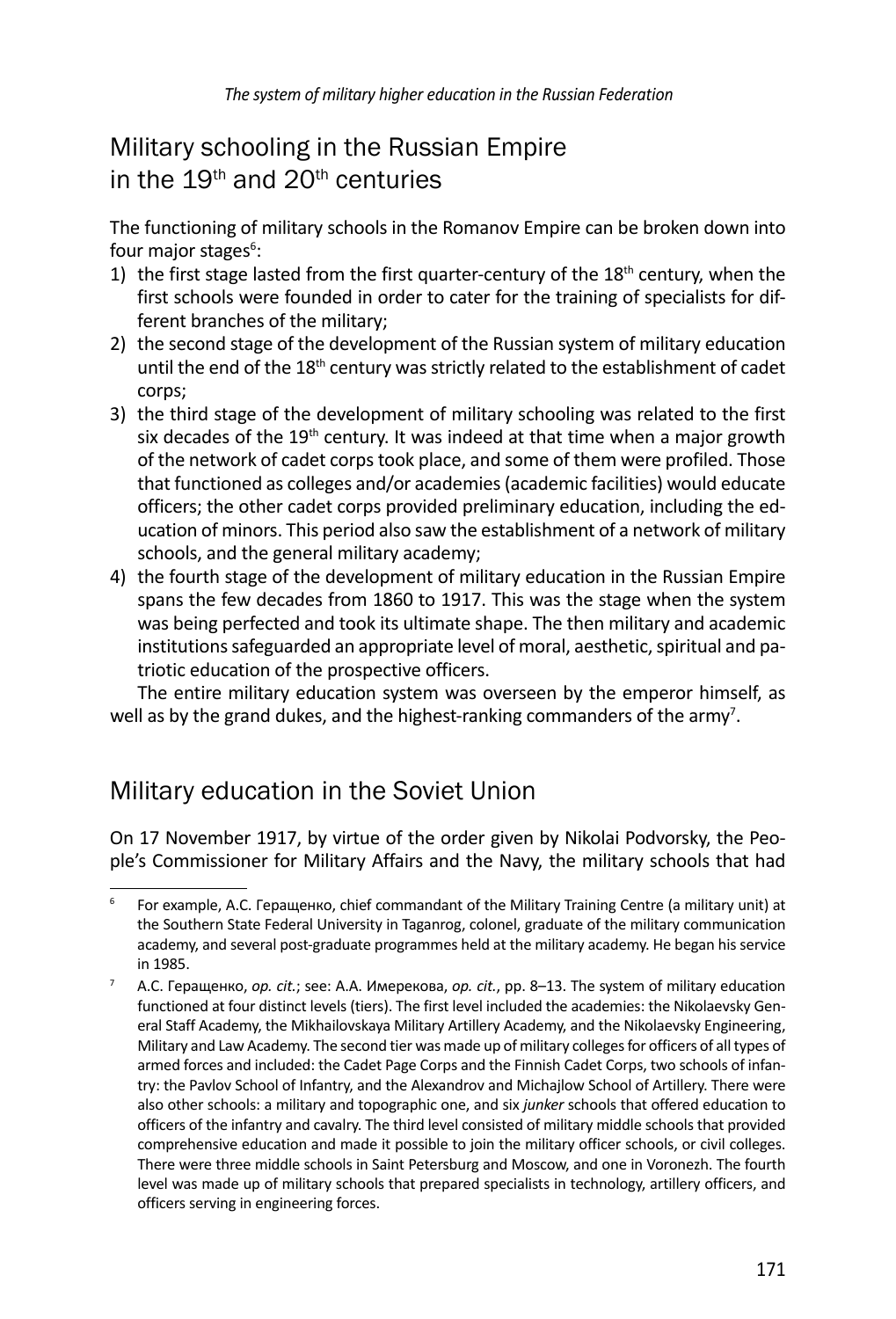## Military schooling in the Russian Empire in the 19th and 20th centuries

The functioning of military schools in the Romanov Empire can be broken down into four major stages[6]:

1) the first stage lasted from the first quarter-century of the 18th century, when the first schools were founded in order to cater for the training of specialists for different branches of the military;
2) the second stage of the development of the Russian system of military education until the end of the 18th century was strictly related to the establishment of cadet corps;
3) the third stage of the development of military schooling was related to the first six decades of the 19th century. It was indeed at that time when a major growth of the network of cadet corps took place, and some of them were profiled. Those that functioned as colleges and/or academies (academic facilities) would educate officers; the other cadet corps provided preliminary education, including the education of minors. This period also saw the establishment of a network of military schools, and the general military academy;
4) the fourth stage of the development of military education in the Russian Empire spans the few decades from 1860 to 1917. This was the stage when the system was being perfected and took its ultimate shape. The then military and academic institutions safeguarded an appropriate level of moral, aesthetic, spiritual and patriotic education of the prospective officers.

The entire military education system was overseen by the emperor himself, as well as by the grand dukes, and the highest-ranking commanders of the army[7].

## Military education in the Soviet Union

On 17 November 1917, by virtue of the order given by Nikolai Podvorsky, the People's Commissioner for Military Affairs and the Navy, the military schools that had

---

[6] For example, А.С. Геращенко, chief commandant of the Military Training Centre (a military unit) at the Southern State Federal University in Taganrog, colonel, graduate of the military communication academy, and several post-graduate programmes held at the military academy. He began his service in 1985.

[7] А.С. Геращенко, *op. cit.*; see: А.А. Имерекова, *op. cit.*, pp. 8–13. The system of military education functioned at four distinct levels (tiers). The first level included the academies: the Nikolaevsky General Staff Academy, the Mikhailovskaya Military Artillery Academy, and the Nikolaevsky Engineering, Military and Law Academy. The second tier was made up of military colleges for officers of all types of armed forces and included: the Cadet Page Corps and the Finnish Cadet Corps, two schools of infantry: the Pavlov School of Infantry, and the Alexandrov and Michajlow School of Artillery. There were also other schools: a military and topographic one, and six *junker* schools that offered education to officers of the infantry and cavalry. The third level consisted of military middle schools that provided comprehensive education and made it possible to join the military officer schools, or civil colleges. There were three middle schools in Saint Petersburg and Moscow, and one in Voronezh. The fourth level was made up of military schools that prepared specialists in technology, artillery officers, and officers serving in engineering forces.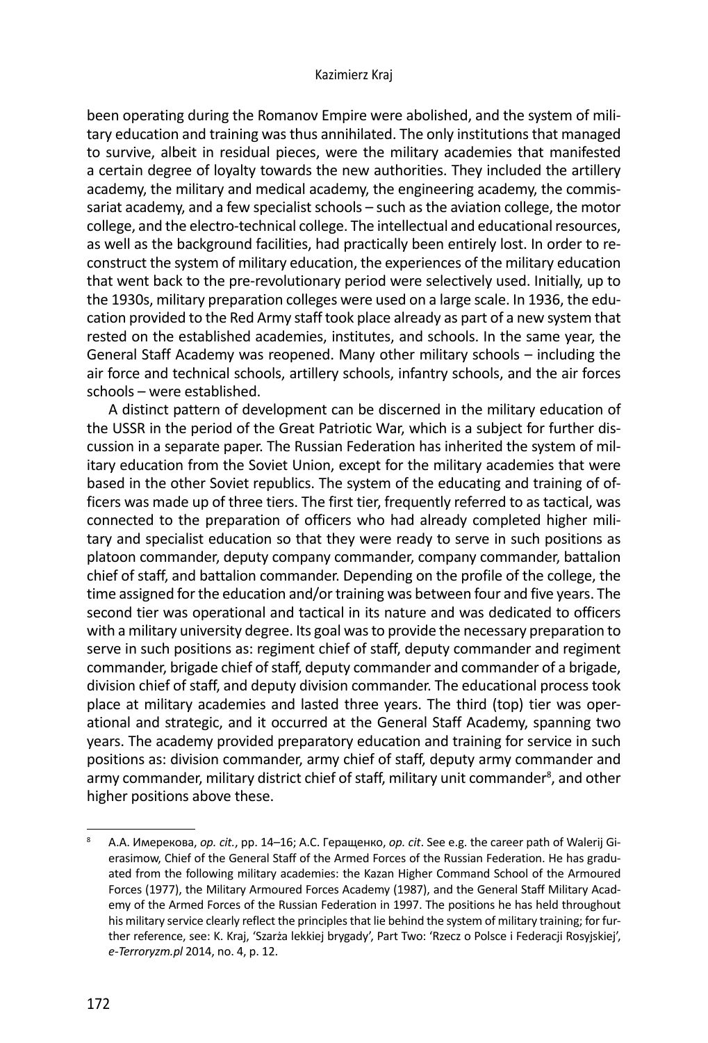been operating during the Romanov Empire were abolished, and the system of military education and training was thus annihilated. The only institutions that managed to survive, albeit in residual pieces, were the military academies that manifested a certain degree of loyalty towards the new authorities. They included the artillery academy, the military and medical academy, the engineering academy, the commissariat academy, and a few specialist schools – such as the aviation college, the motor college, and the electro-technical college. The intellectual and educational resources, as well as the background facilities, had practically been entirely lost. In order to reconstruct the system of military education, the experiences of the military education that went back to the pre-revolutionary period were selectively used. Initially, up to the 1930s, military preparation colleges were used on a large scale. In 1936, the education provided to the Red Army staff took place already as part of a new system that rested on the established academies, institutes, and schools. In the same year, the General Staff Academy was reopened. Many other military schools – including the air force and technical schools, artillery schools, infantry schools, and the air forces schools – were established.

A distinct pattern of development can be discerned in the military education of the USSR in the period of the Great Patriotic War, which is a subject for further discussion in a separate paper. The Russian Federation has inherited the system of military education from the Soviet Union, except for the military academies that were based in the other Soviet republics. The system of the educating and training of officers was made up of three tiers. The first tier, frequently referred to as tactical, was connected to the preparation of officers who had already completed higher military and specialist education so that they were ready to serve in such positions as platoon commander, deputy company commander, company commander, battalion chief of staff, and battalion commander. Depending on the profile of the college, the time assigned for the education and/or training was between four and five years. The second tier was operational and tactical in its nature and was dedicated to officers with a military university degree. Its goal was to provide the necessary preparation to serve in such positions as: regiment chief of staff, deputy commander and regiment commander, brigade chief of staff, deputy commander and commander of a brigade, division chief of staff, and deputy division commander. The educational process took place at military academies and lasted three years. The third (top) tier was operational and strategic, and it occurred at the General Staff Academy, spanning two years. The academy provided preparatory education and training for service in such positions as: division commander, army chief of staff, deputy army commander and army commander, military district chief of staff, military unit commander[8], and other higher positions above these.

---

[8] А.А. Имерекова, *op. cit.*, pp. 14–16; А.С. Геращенко, *op. cit*. See e.g. the career path of Walerij Gierasimow, Chief of the General Staff of the Armed Forces of the Russian Federation. He has graduated from the following military academies: the Kazan Higher Command School of the Armoured Forces (1977), the Military Armoured Forces Academy (1987), and the General Staff Military Academy of the Armed Forces of the Russian Federation in 1997. The positions he has held throughout his military service clearly reflect the principles that lie behind the system of military training; for further reference, see: K. Kraj, 'Szarża lekkiej brygady', Part Two: 'Rzecz o Polsce i Federacji Rosyjskiej', *e-Terroryzm.pl* 2014, no. 4, p. 12.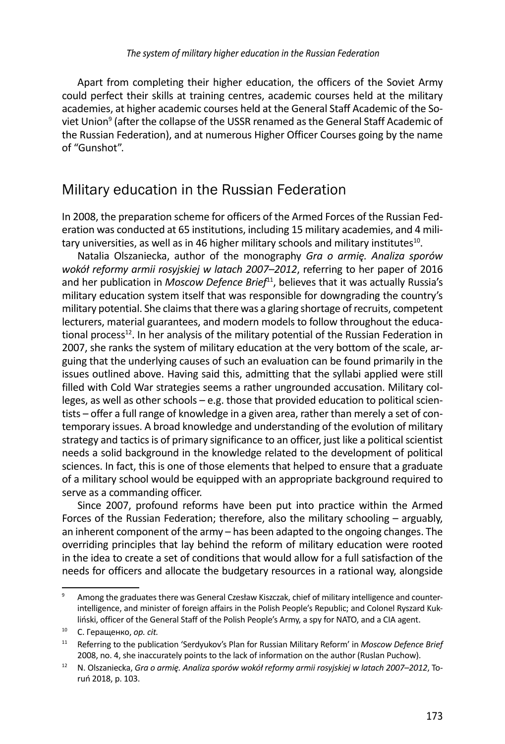Apart from completing their higher education, the officers of the Soviet Army could perfect their skills at training centres, academic courses held at the military academies, at higher academic courses held at the General Staff Academic of the Soviet Union[9] (after the collapse of the USSR renamed as the General Staff Academic of the Russian Federation), and at numerous Higher Officer Courses going by the name of "Gunshot".

## Military education in the Russian Federation

In 2008, the preparation scheme for officers of the Armed Forces of the Russian Federation was conducted at 65 institutions, including 15 military academies, and 4 military universities, as well as in 46 higher military schools and military institutes[10].

Natalia Olszaniecka, author of the monography *Gra o armię. Analiza sporów wokół reformy armii rosyjskiej w latach 2007–2012*, referring to her paper of 2016 and her publication in *Moscow Defence Brief*[11], believes that it was actually Russia's military education system itself that was responsible for downgrading the country's military potential. She claims that there was a glaring shortage of recruits, competent lecturers, material guarantees, and modern models to follow throughout the educational process[12]. In her analysis of the military potential of the Russian Federation in 2007, she ranks the system of military education at the very bottom of the scale, arguing that the underlying causes of such an evaluation can be found primarily in the issues outlined above. Having said this, admitting that the syllabi applied were still filled with Cold War strategies seems a rather ungrounded accusation. Military colleges, as well as other schools – e.g. those that provided education to political scientists – offer a full range of knowledge in a given area, rather than merely a set of contemporary issues. A broad knowledge and understanding of the evolution of military strategy and tactics is of primary significance to an officer, just like a political scientist needs a solid background in the knowledge related to the development of political sciences. In fact, this is one of those elements that helped to ensure that a graduate of a military school would be equipped with an appropriate background required to serve as a commanding officer.

Since 2007, profound reforms have been put into practice within the Armed Forces of the Russian Federation; therefore, also the military schooling – arguably, an inherent component of the army – has been adapted to the ongoing changes. The overriding principles that lay behind the reform of military education were rooted in the idea to create a set of conditions that would allow for a full satisfaction of the needs for officers and allocate the budgetary resources in a rational way, alongside

---

[9] Among the graduates there was General Czesław Kiszczak, chief of military intelligence and counterintelligence, and minister of foreign affairs in the Polish People's Republic; and Colonel Ryszard Kukliński, officer of the General Staff of the Polish People's Army, a spy for NATO, and a CIA agent.

[10] С. Геращенко, *op. cit.*

[11] Referring to the publication 'Serdyukov's Plan for Russian Military Reform' in *Moscow Defence Brief* 2008, no. 4, she inaccurately points to the lack of information on the author (Ruslan Puchow).

[12] N. Olszaniecka, *Gra o armię. Analiza sporów wokół reformy armii rosyjskiej w latach 2007–2012*, Toruń 2018, p. 103.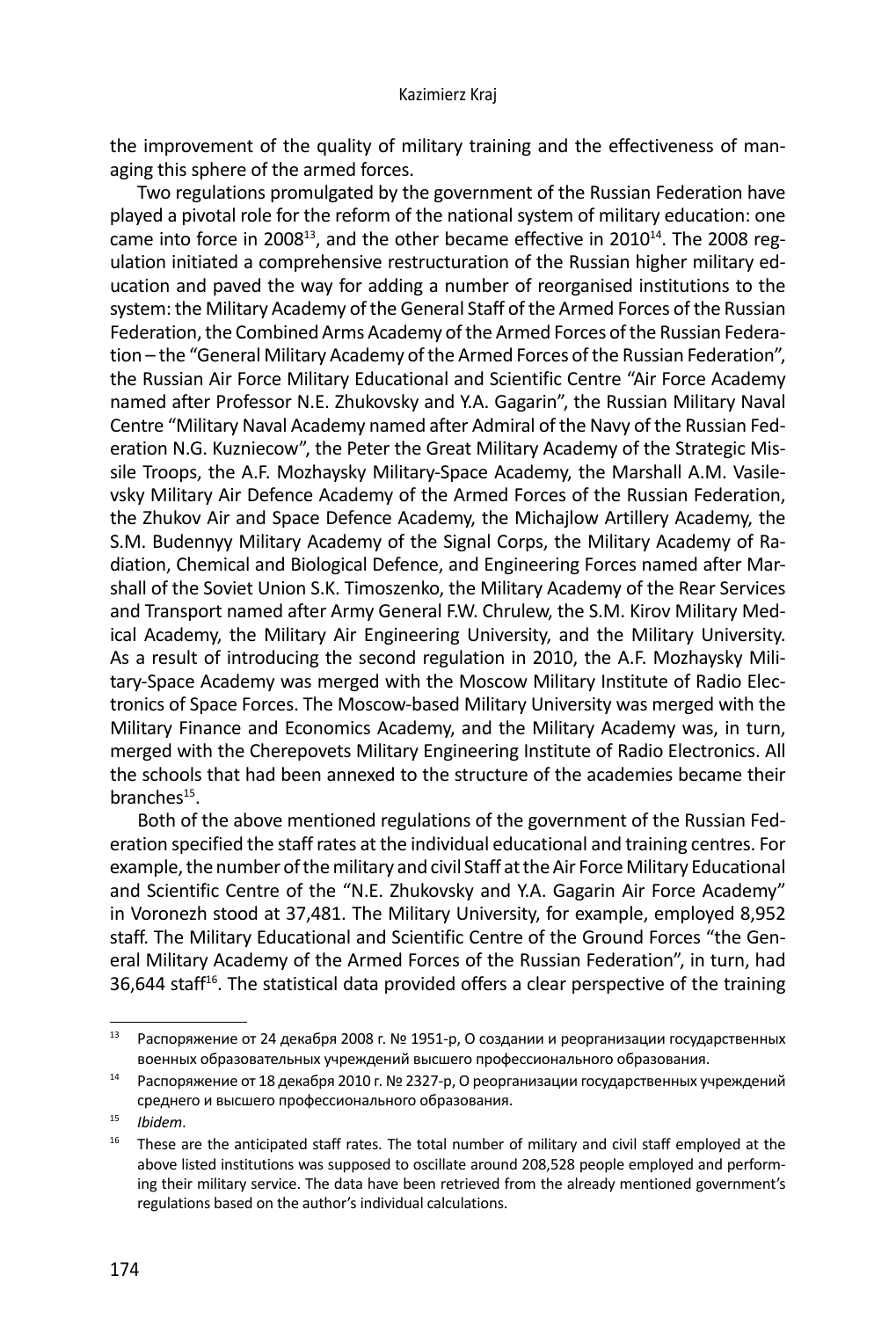the improvement of the quality of military training and the effectiveness of managing this sphere of the armed forces.

Two regulations promulgated by the government of the Russian Federation have played a pivotal role for the reform of the national system of military education: one came into force in 2008[13], and the other became effective in 2010[14]. The 2008 regulation initiated a comprehensive restructuration of the Russian higher military education and paved the way for adding a number of reorganised institutions to the system: the Military Academy of the General Staff of the Armed Forces of the Russian Federation, the Combined Arms Academy of the Armed Forces of the Russian Federation – the "General Military Academy of the Armed Forces of the Russian Federation", the Russian Air Force Military Educational and Scientific Centre "Air Force Academy named after Professor N.E. Zhukovsky and Y.A. Gagarin", the Russian Military Naval Centre "Military Naval Academy named after Admiral of the Navy of the Russian Federation N.G. Kuzniecow", the Peter the Great Military Academy of the Strategic Missile Troops, the A.F. Mozhaysky Military-Space Academy, the Marshall A.M. Vasilevsky Military Air Defence Academy of the Armed Forces of the Russian Federation, the Zhukov Air and Space Defence Academy, the Michajlow Artillery Academy, the S.M. Budennyy Military Academy of the Signal Corps, the Military Academy of Radiation, Chemical and Biological Defence, and Engineering Forces named after Marshall of the Soviet Union S.K. Timoszenko, the Military Academy of the Rear Services and Transport named after Army General F.W. Chrulew, the S.M. Kirov Military Medical Academy, the Military Air Engineering University, and the Military University. As a result of introducing the second regulation in 2010, the A.F. Mozhaysky Military-Space Academy was merged with the Moscow Military Institute of Radio Electronics of Space Forces. The Moscow-based Military University was merged with the Military Finance and Economics Academy, and the Military Academy was, in turn, merged with the Cherepovets Military Engineering Institute of Radio Electronics. All the schools that had been annexed to the structure of the academies became their branches[15].

Both of the above mentioned regulations of the government of the Russian Federation specified the staff rates at the individual educational and training centres. For example, the number of the military and civil Staff at the Air Force Military Educational and Scientific Centre of the "N.E. Zhukovsky and Y.A. Gagarin Air Force Academy" in Voronezh stood at 37,481. The Military University, for example, employed 8,952 staff. The Military Educational and Scientific Centre of the Ground Forces "the General Military Academy of the Armed Forces of the Russian Federation", in turn, had 36,644 staff[16]. The statistical data provided offers a clear perspective of the training

---

[13] Распоряжение от 24 декабря 2008 г. № 1951-р, О создании и реорганизации государственных военных образовательных учреждений высшего профессионального образования.

[14] Распоряжение от 18 декабря 2010 г. № 2327-р, О реорганизации государственных учреждений среднего и высшего профессионального образования.

[15] *Ibidem*.

[16] These are the anticipated staff rates. The total number of military and civil staff employed at the above listed institutions was supposed to oscillate around 208,528 people employed and performing their military service. The data have been retrieved from the already mentioned government's regulations based on the author's individual calculations.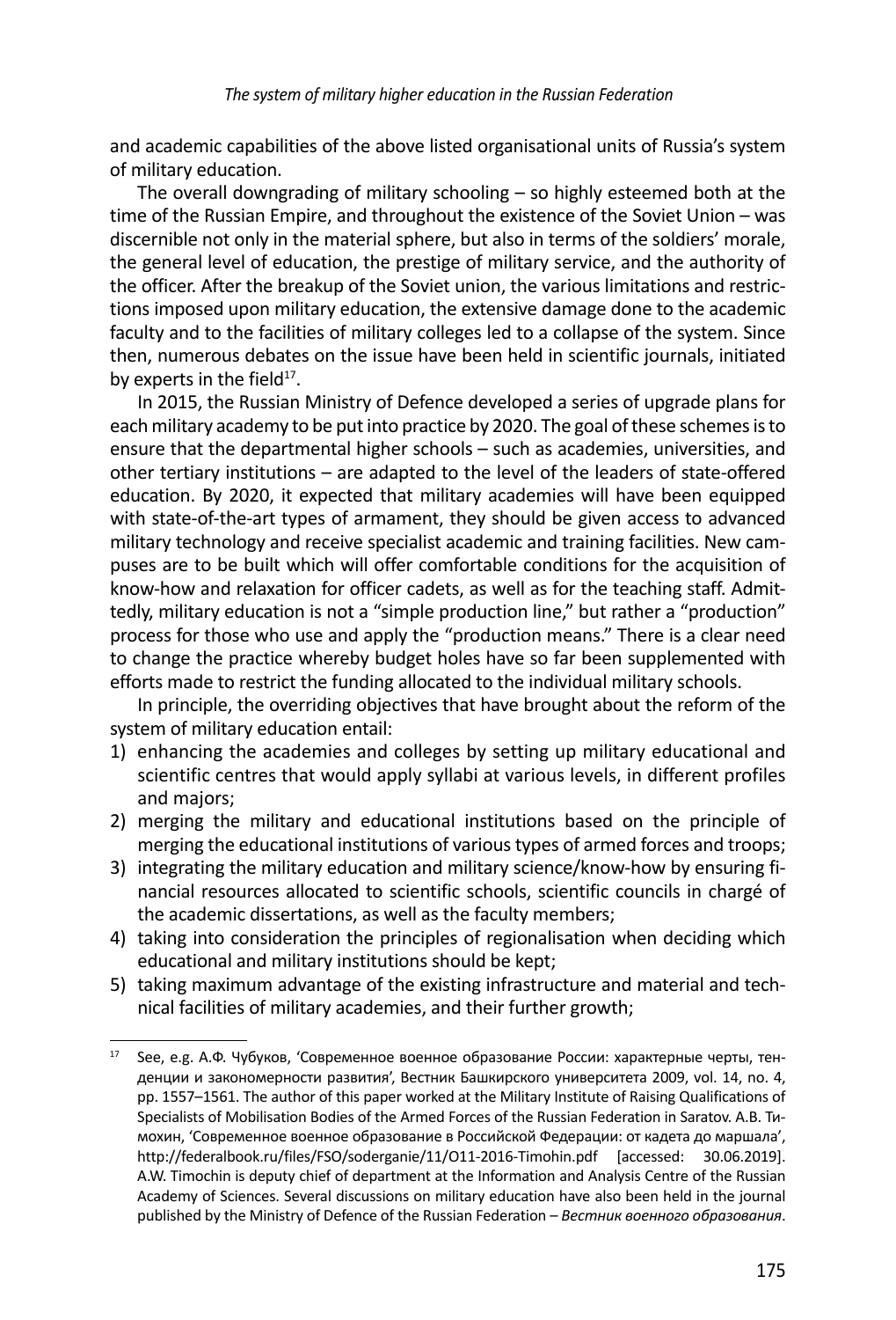and academic capabilities of the above listed organisational units of Russia's system of military education.

The overall downgrading of military schooling – so highly esteemed both at the time of the Russian Empire, and throughout the existence of the Soviet Union – was discernible not only in the material sphere, but also in terms of the soldiers' morale, the general level of education, the prestige of military service, and the authority of the officer. After the breakup of the Soviet union, the various limitations and restrictions imposed upon military education, the extensive damage done to the academic faculty and to the facilities of military colleges led to a collapse of the system. Since then, numerous debates on the issue have been held in scientific journals, initiated by experts in the field[17].

In 2015, the Russian Ministry of Defence developed a series of upgrade plans for each military academy to be put into practice by 2020. The goal of these schemes is to ensure that the departmental higher schools – such as academies, universities, and other tertiary institutions – are adapted to the level of the leaders of state-offered education. By 2020, it expected that military academies will have been equipped with state-of-the-art types of armament, they should be given access to advanced military technology and receive specialist academic and training facilities. New campuses are to be built which will offer comfortable conditions for the acquisition of know-how and relaxation for officer cadets, as well as for the teaching staff. Admittedly, military education is not a "simple production line," but rather a "production" process for those who use and apply the "production means." There is a clear need to change the practice whereby budget holes have so far been supplemented with efforts made to restrict the funding allocated to the individual military schools.

In principle, the overriding objectives that have brought about the reform of the system of military education entail:

1) enhancing the academies and colleges by setting up military educational and scientific centres that would apply syllabi at various levels, in different profiles and majors;
2) merging the military and educational institutions based on the principle of merging the educational institutions of various types of armed forces and troops;
3) integrating the military education and military science/know-how by ensuring financial resources allocated to scientific schools, scientific councils in chargé of the academic dissertations, as well as the faculty members;
4) taking into consideration the principles of regionalisation when deciding which educational and military institutions should be kept;
5) taking maximum advantage of the existing infrastructure and material and technical facilities of military academies, and their further growth;

---

[17] See, e.g. А.Ф. Чубуков, 'Современное военное образование России: характерные черты, тенденции и закономерности развития', Вестник Башкирского университета 2009, vol. 14, no. 4, pp. 1557–1561. The author of this paper worked at the Military Institute of Raising Qualifications of Specialists of Mobilisation Bodies of the Armed Forces of the Russian Federation in Saratov. А.В. Тимохин, 'Современное военное образование в Российской Федерации: от кадета до маршала', http://federalbook.ru/files/FSO/soderganie/11/O11-2016-Timohin.pdf [accessed: 30.06.2019]. A.W. Timochin is deputy chief of department at the Information and Analysis Centre of the Russian Academy of Sciences. Several discussions on military education have also been held in the journal published by the Ministry of Defence of the Russian Federation – *Вестник военного образования*.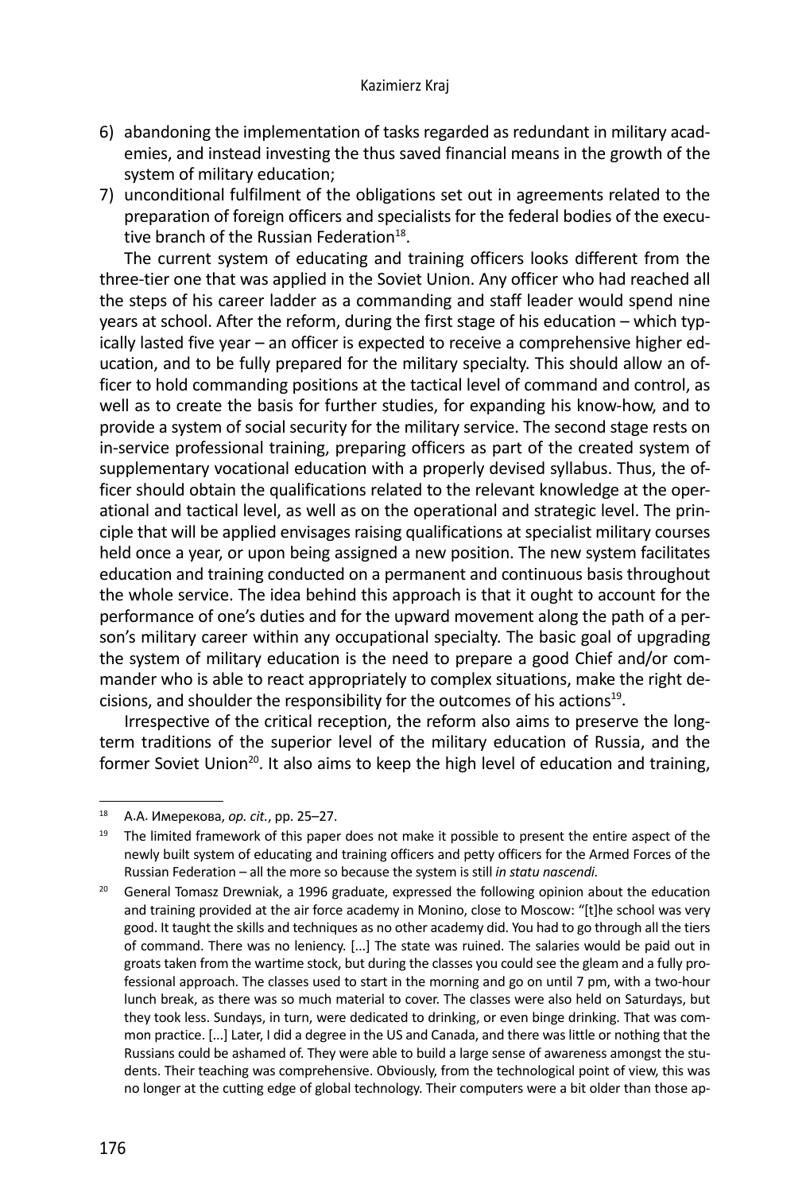6) abandoning the implementation of tasks regarded as redundant in military academies, and instead investing the thus saved financial means in the growth of the system of military education;
7) unconditional fulfilment of the obligations set out in agreements related to the preparation of foreign officers and specialists for the federal bodies of the executive branch of the Russian Federation[18].

The current system of educating and training officers looks different from the three-tier one that was applied in the Soviet Union. Any officer who had reached all the steps of his career ladder as a commanding and staff leader would spend nine years at school. After the reform, during the first stage of his education – which typically lasted five year – an officer is expected to receive a comprehensive higher education, and to be fully prepared for the military specialty. This should allow an officer to hold commanding positions at the tactical level of command and control, as well as to create the basis for further studies, for expanding his know-how, and to provide a system of social security for the military service. The second stage rests on in-service professional training, preparing officers as part of the created system of supplementary vocational education with a properly devised syllabus. Thus, the officer should obtain the qualifications related to the relevant knowledge at the operational and tactical level, as well as on the operational and strategic level. The principle that will be applied envisages raising qualifications at specialist military courses held once a year, or upon being assigned a new position. The new system facilitates education and training conducted on a permanent and continuous basis throughout the whole service. The idea behind this approach is that it ought to account for the performance of one's duties and for the upward movement along the path of a person's military career within any occupational specialty. The basic goal of upgrading the system of military education is the need to prepare a good Chief and/or commander who is able to react appropriately to complex situations, make the right decisions, and shoulder the responsibility for the outcomes of his actions[19].

Irrespective of the critical reception, the reform also aims to preserve the long-term traditions of the superior level of the military education of Russia, and the former Soviet Union[20]. It also aims to keep the high level of education and training,

---

[18] А.А. Имерекова, *op. cit.*, pp. 25–27.

[19] The limited framework of this paper does not make it possible to present the entire aspect of the newly built system of educating and training officers and petty officers for the Armed Forces of the Russian Federation – all the more so because the system is still *in statu nascendi*.

[20] General Tomasz Drewniak, a 1996 graduate, expressed the following opinion about the education and training provided at the air force academy in Monino, close to Moscow: "[t]he school was very good. It taught the skills and techniques as no other academy did. You had to go through all the tiers of command. There was no leniency. [...] The state was ruined. The salaries would be paid out in groats taken from the wartime stock, but during the classes you could see the gleam and a fully professional approach. The classes used to start in the morning and go on until 7 pm, with a two-hour lunch break, as there was so much material to cover. The classes were also held on Saturdays, but they took less. Sundays, in turn, were dedicated to drinking, or even binge drinking. That was common practice. [...] Later, I did a degree in the US and Canada, and there was little or nothing that the Russians could be ashamed of. They were able to build a large sense of awareness amongst the students. Their teaching was comprehensive. Obviously, from the technological point of view, this was no longer at the cutting edge of global technology. Their computers were a bit older than those ap-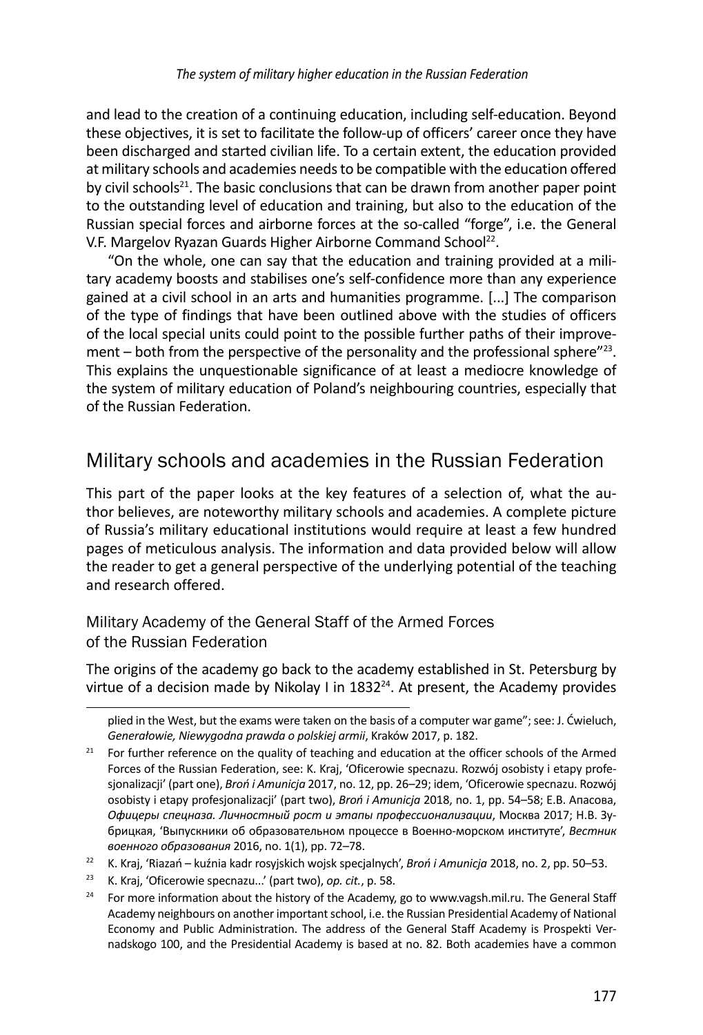and lead to the creation of a continuing education, including self-education. Beyond these objectives, it is set to facilitate the follow-up of officers' career once they have been discharged and started civilian life. To a certain extent, the education provided at military schools and academies needs to be compatible with the education offered by civil schools[21]. The basic conclusions that can be drawn from another paper point to the outstanding level of education and training, but also to the education of the Russian special forces and airborne forces at the so-called "forge", i.e. the General V.F. Margelov Ryazan Guards Higher Airborne Command School[22].

"On the whole, one can say that the education and training provided at a military academy boosts and stabilises one's self-confidence more than any experience gained at a civil school in an arts and humanities programme. [...] The comparison of the type of findings that have been outlined above with the studies of officers of the local special units could point to the possible further paths of their improvement – both from the perspective of the personality and the professional sphere"[23]. This explains the unquestionable significance of at least a mediocre knowledge of the system of military education of Poland's neighbouring countries, especially that of the Russian Federation.

## Military schools and academies in the Russian Federation

This part of the paper looks at the key features of a selection of, what the author believes, are noteworthy military schools and academies. A complete picture of Russia's military educational institutions would require at least a few hundred pages of meticulous analysis. The information and data provided below will allow the reader to get a general perspective of the underlying potential of the teaching and research offered.

### Military Academy of the General Staff of the Armed Forces of the Russian Federation

The origins of the academy go back to the academy established in St. Petersburg by virtue of a decision made by Nikolay I in 1832[24]. At present, the Academy provides

---

plied in the West, but the exams were taken on the basis of a computer war game"; see: J. Ćwieluch, *Generałowie, Niewygodna prawda o polskiej armii*, Kraków 2017, p. 182.

[21] For further reference on the quality of teaching and education at the officer schools of the Armed Forces of the Russian Federation, see: K. Kraj, 'Oficerowie specnazu. Rozwój osobisty i etapy profesjonalizacji' (part one), *Broń i Amunicja* 2017, no. 12, pp. 26–29; idem, 'Oficerowie specnazu. Rozwój osobisty i etapy profesjonalizacji' (part two), *Broń i Amunicja* 2018, no. 1, pp. 54–58; Е.В. Апасова, *Офицеры спецназа. Личностный рост и этапы профессионализации*, Москва 2017; Н.В. Зубрицкая, 'Выпускники об образовательном процессе в Военно-морском институте', *Вестник военного образования* 2016, no. 1(1), pp. 72–78.

[22] K. Kraj, 'Riazań – kuźnia kadr rosyjskich wojsk specjalnych', *Broń i Amunicja* 2018, no. 2, pp. 50–53.

[23] K. Kraj, 'Oficerowie specnazu...' (part two), *op. cit.*, p. 58.

[24] For more information about the history of the Academy, go to www.vagsh.mil.ru. The General Staff Academy neighbours on another important school, i.e. the Russian Presidential Academy of National Economy and Public Administration. The address of the General Staff Academy is Prospekti Vernadskogo 100, and the Presidential Academy is based at no. 82. Both academies have a common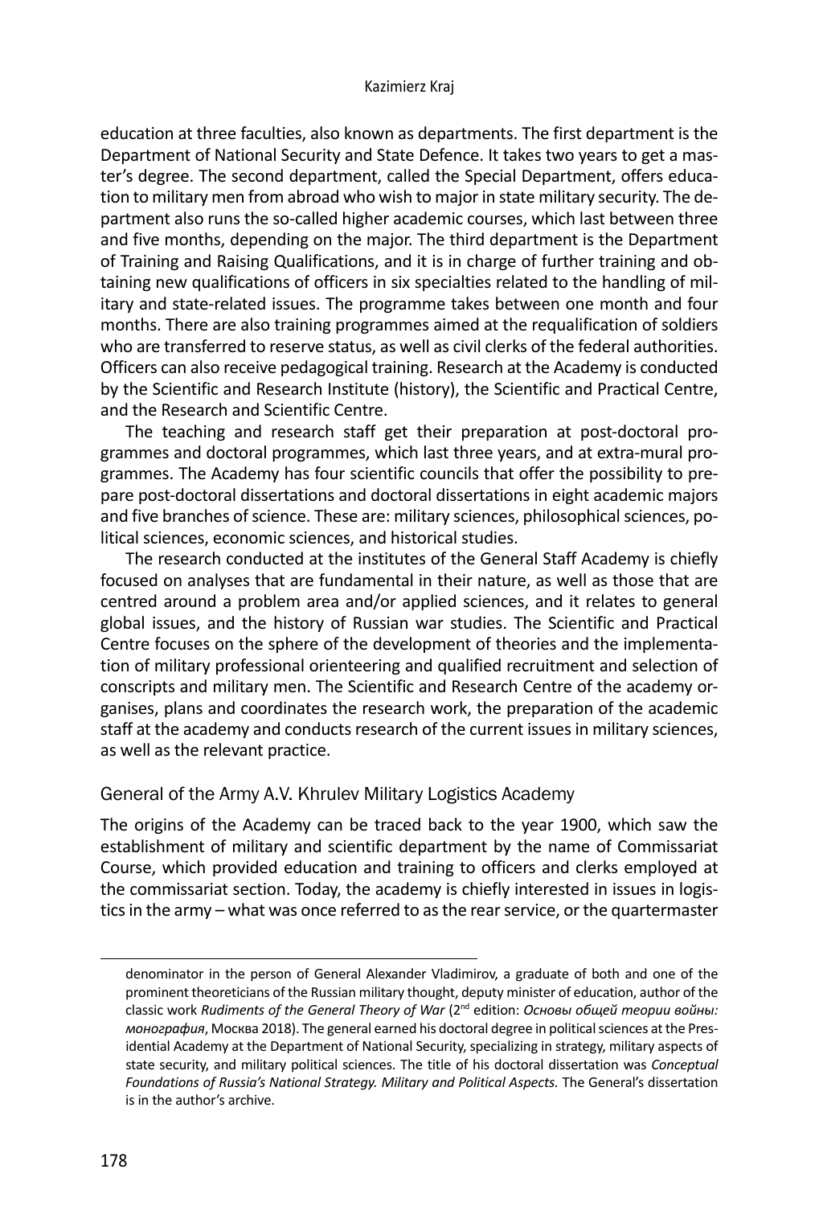education at three faculties, also known as departments. The first department is the Department of National Security and State Defence. It takes two years to get a master's degree. The second department, called the Special Department, offers education to military men from abroad who wish to major in state military security. The department also runs the so-called higher academic courses, which last between three and five months, depending on the major. The third department is the Department of Training and Raising Qualifications, and it is in charge of further training and obtaining new qualifications of officers in six specialties related to the handling of military and state-related issues. The programme takes between one month and four months. There are also training programmes aimed at the requalification of soldiers who are transferred to reserve status, as well as civil clerks of the federal authorities. Officers can also receive pedagogical training. Research at the Academy is conducted by the Scientific and Research Institute (history), the Scientific and Practical Centre, and the Research and Scientific Centre.

The teaching and research staff get their preparation at post-doctoral programmes and doctoral programmes, which last three years, and at extra-mural programmes. The Academy has four scientific councils that offer the possibility to prepare post-doctoral dissertations and doctoral dissertations in eight academic majors and five branches of science. These are: military sciences, philosophical sciences, political sciences, economic sciences, and historical studies.

The research conducted at the institutes of the General Staff Academy is chiefly focused on analyses that are fundamental in their nature, as well as those that are centred around a problem area and/or applied sciences, and it relates to general global issues, and the history of Russian war studies. The Scientific and Practical Centre focuses on the sphere of the development of theories and the implementation of military professional orienteering and qualified recruitment and selection of conscripts and military men. The Scientific and Research Centre of the academy organises, plans and coordinates the research work, the preparation of the academic staff at the academy and conducts research of the current issues in military sciences, as well as the relevant practice.

### General of the Army A.V. Khrulev Military Logistics Academy

The origins of the Academy can be traced back to the year 1900, which saw the establishment of military and scientific department by the name of Commissariat Course, which provided education and training to officers and clerks employed at the commissariat section. Today, the academy is chiefly interested in issues in logistics in the army – what was once referred to as the rear service, or the quartermaster

---

denominator in the person of General Alexander Vladimirov, a graduate of both and one of the prominent theoreticians of the Russian military thought, deputy minister of education, author of the classic work *Rudiments of the General Theory of War* (2nd edition: *Основы общей теории войны: монография*, Москва 2018). The general earned his doctoral degree in political sciences at the Presidential Academy at the Department of National Security, specializing in strategy, military aspects of state security, and military political sciences. The title of his doctoral dissertation was *Conceptual Foundations of Russia's National Strategy. Military and Political Aspects.* The General's dissertation is in the author's archive.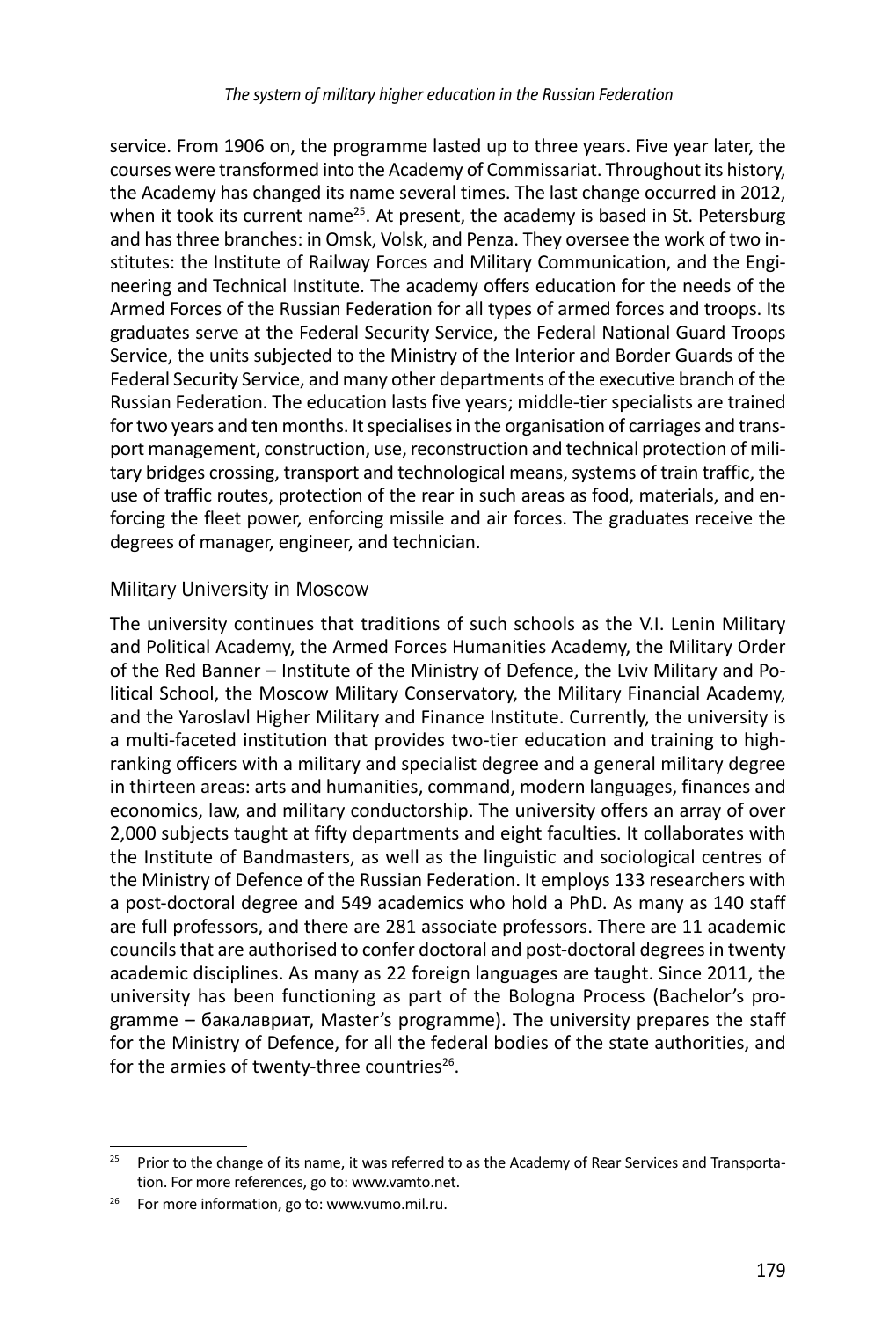service. From 1906 on, the programme lasted up to three years. Five year later, the courses were transformed into the Academy of Commissariat. Throughout its history, the Academy has changed its name several times. The last change occurred in 2012, when it took its current name[25]. At present, the academy is based in St. Petersburg and has three branches: in Omsk, Volsk, and Penza. They oversee the work of two institutes: the Institute of Railway Forces and Military Communication, and the Engineering and Technical Institute. The academy offers education for the needs of the Armed Forces of the Russian Federation for all types of armed forces and troops. Its graduates serve at the Federal Security Service, the Federal National Guard Troops Service, the units subjected to the Ministry of the Interior and Border Guards of the Federal Security Service, and many other departments of the executive branch of the Russian Federation. The education lasts five years; middle-tier specialists are trained for two years and ten months. It specialises in the organisation of carriages and transport management, construction, use, reconstruction and technical protection of military bridges crossing, transport and technological means, systems of train traffic, the use of traffic routes, protection of the rear in such areas as food, materials, and enforcing the fleet power, enforcing missile and air forces. The graduates receive the degrees of manager, engineer, and technician.

### Military University in Moscow

The university continues that traditions of such schools as the V.I. Lenin Military and Political Academy, the Armed Forces Humanities Academy, the Military Order of the Red Banner – Institute of the Ministry of Defence, the Lviv Military and Political School, the Moscow Military Conservatory, the Military Financial Academy, and the Yaroslavl Higher Military and Finance Institute. Currently, the university is a multi-faceted institution that provides two-tier education and training to high-ranking officers with a military and specialist degree and a general military degree in thirteen areas: arts and humanities, command, modern languages, finances and economics, law, and military conductorship. The university offers an array of over 2,000 subjects taught at fifty departments and eight faculties. It collaborates with the Institute of Bandmasters, as well as the linguistic and sociological centres of the Ministry of Defence of the Russian Federation. It employs 133 researchers with a post-doctoral degree and 549 academics who hold a PhD. As many as 140 staff are full professors, and there are 281 associate professors. There are 11 academic councils that are authorised to confer doctoral and post-doctoral degrees in twenty academic disciplines. As many as 22 foreign languages are taught. Since 2011, the university has been functioning as part of the Bologna Process (Bachelor's programme – бакалавриат, Master's programme). The university prepares the staff for the Ministry of Defence, for all the federal bodies of the state authorities, and for the armies of twenty-three countries[26].

---

[25] Prior to the change of its name, it was referred to as the Academy of Rear Services and Transportation. For more references, go to: www.vamto.net.

[26] For more information, go to: www.vumo.mil.ru.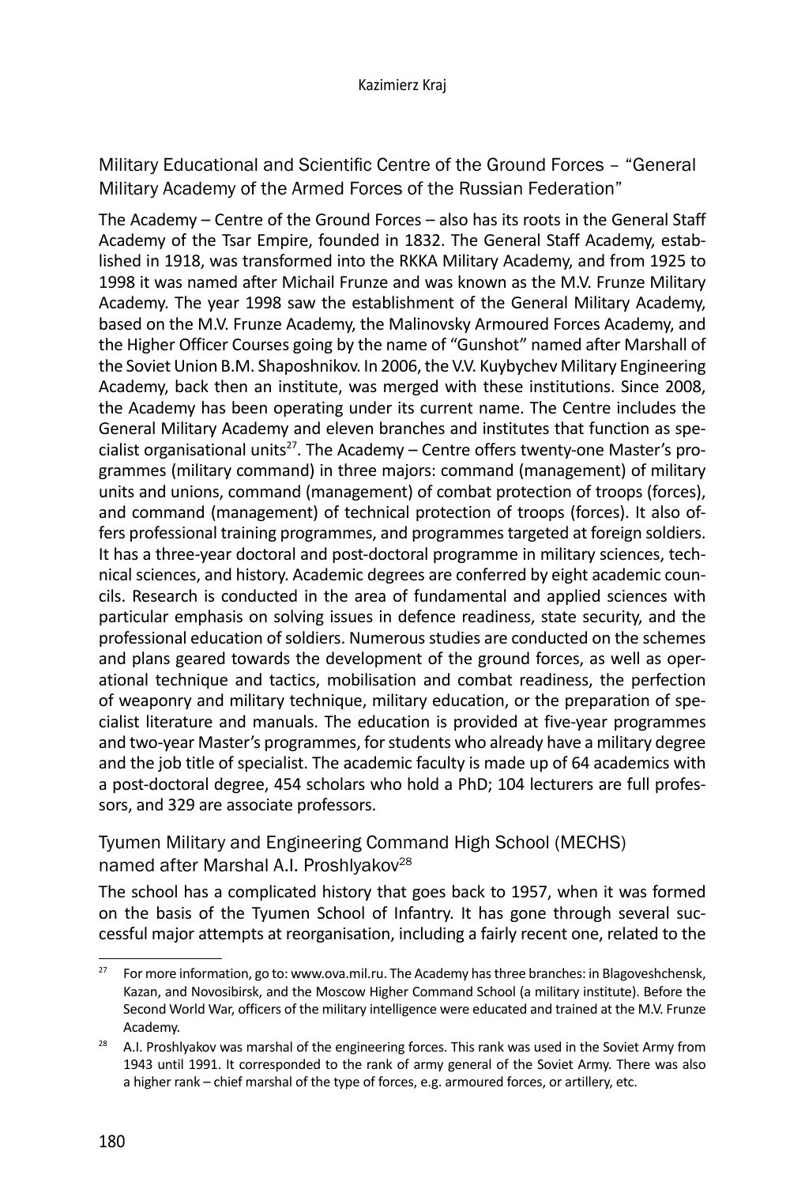### Military Educational and Scientific Centre of the Ground Forces – "General Military Academy of the Armed Forces of the Russian Federation"

The Academy – Centre of the Ground Forces – also has its roots in the General Staff Academy of the Tsar Empire, founded in 1832. The General Staff Academy, established in 1918, was transformed into the RKKA Military Academy, and from 1925 to 1998 it was named after Michail Frunze and was known as the M.V. Frunze Military Academy. The year 1998 saw the establishment of the General Military Academy, based on the M.V. Frunze Academy, the Malinovsky Armoured Forces Academy, and the Higher Officer Courses going by the name of "Gunshot" named after Marshall of the Soviet Union B.M. Shaposhnikov. In 2006, the V.V. Kuybychev Military Engineering Academy, back then an institute, was merged with these institutions. Since 2008, the Academy has been operating under its current name. The Centre includes the General Military Academy and eleven branches and institutes that function as specialist organisational units[27]. The Academy – Centre offers twenty-one Master's programmes (military command) in three majors: command (management) of military units and unions, command (management) of combat protection of troops (forces), and command (management) of technical protection of troops (forces). It also offers professional training programmes, and programmes targeted at foreign soldiers. It has a three-year doctoral and post-doctoral programme in military sciences, technical sciences, and history. Academic degrees are conferred by eight academic councils. Research is conducted in the area of fundamental and applied sciences with particular emphasis on solving issues in defence readiness, state security, and the professional education of soldiers. Numerous studies are conducted on the schemes and plans geared towards the development of the ground forces, as well as operational technique and tactics, mobilisation and combat readiness, the perfection of weaponry and military technique, military education, or the preparation of specialist literature and manuals. The education is provided at five-year programmes and two-year Master's programmes, for students who already have a military degree and the job title of specialist. The academic faculty is made up of 64 academics with a post-doctoral degree, 454 scholars who hold a PhD; 104 lecturers are full professors, and 329 are associate professors.

### Tyumen Military and Engineering Command High School (MECHS) named after Marshal A.I. Proshlyakov[28]

The school has a complicated history that goes back to 1957, when it was formed on the basis of the Tyumen School of Infantry. It has gone through several successful major attempts at reorganisation, including a fairly recent one, related to the

---

[27] For more information, go to: www.ova.mil.ru. The Academy has three branches: in Blagoveshchensk, Kazan, and Novosibirsk, and the Moscow Higher Command School (a military institute). Before the Second World War, officers of the military intelligence were educated and trained at the M.V. Frunze Academy.

[28] A.I. Proshlyakov was marshal of the engineering forces. This rank was used in the Soviet Army from 1943 until 1991. It corresponded to the rank of army general of the Soviet Army. There was also a higher rank – chief marshal of the type of forces, e.g. armoured forces, or artillery, etc.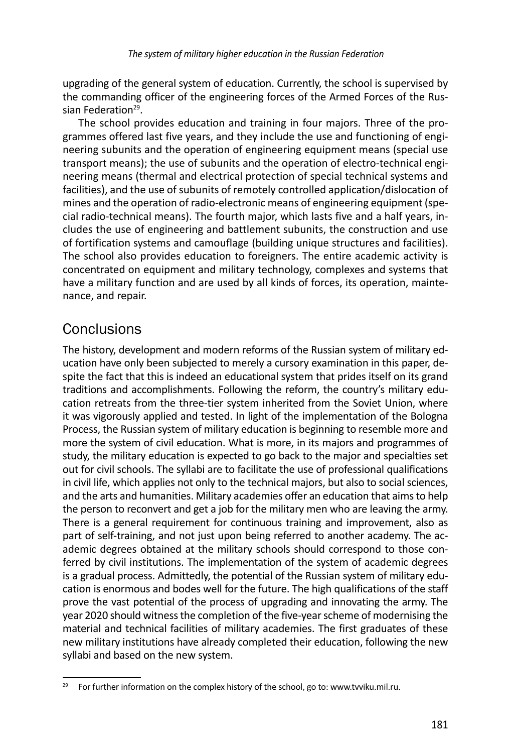upgrading of the general system of education. Currently, the school is supervised by the commanding officer of the engineering forces of the Armed Forces of the Russian Federation[29].

The school provides education and training in four majors. Three of the programmes offered last five years, and they include the use and functioning of engineering subunits and the operation of engineering equipment means (special use transport means); the use of subunits and the operation of electro-technical engineering means (thermal and electrical protection of special technical systems and facilities), and the use of subunits of remotely controlled application/dislocation of mines and the operation of radio-electronic means of engineering equipment (special radio-technical means). The fourth major, which lasts five and a half years, includes the use of engineering and battlement subunits, the construction and use of fortification systems and camouflage (building unique structures and facilities). The school also provides education to foreigners. The entire academic activity is concentrated on equipment and military technology, complexes and systems that have a military function and are used by all kinds of forces, its operation, maintenance, and repair.

## Conclusions

The history, development and modern reforms of the Russian system of military education have only been subjected to merely a cursory examination in this paper, despite the fact that this is indeed an educational system that prides itself on its grand traditions and accomplishments. Following the reform, the country's military education retreats from the three-tier system inherited from the Soviet Union, where it was vigorously applied and tested. In light of the implementation of the Bologna Process, the Russian system of military education is beginning to resemble more and more the system of civil education. What is more, in its majors and programmes of study, the military education is expected to go back to the major and specialties set out for civil schools. The syllabi are to facilitate the use of professional qualifications in civil life, which applies not only to the technical majors, but also to social sciences, and the arts and humanities. Military academies offer an education that aims to help the person to reconvert and get a job for the military men who are leaving the army. There is a general requirement for continuous training and improvement, also as part of self-training, and not just upon being referred to another academy. The academic degrees obtained at the military schools should correspond to those conferred by civil institutions. The implementation of the system of academic degrees is a gradual process. Admittedly, the potential of the Russian system of military education is enormous and bodes well for the future. The high qualifications of the staff prove the vast potential of the process of upgrading and innovating the army. The year 2020 should witness the completion of the five-year scheme of modernising the material and technical facilities of military academies. The first graduates of these new military institutions have already completed their education, following the new syllabi and based on the new system.

---

[29] For further information on the complex history of the school, go to: www.tvviku.mil.ru.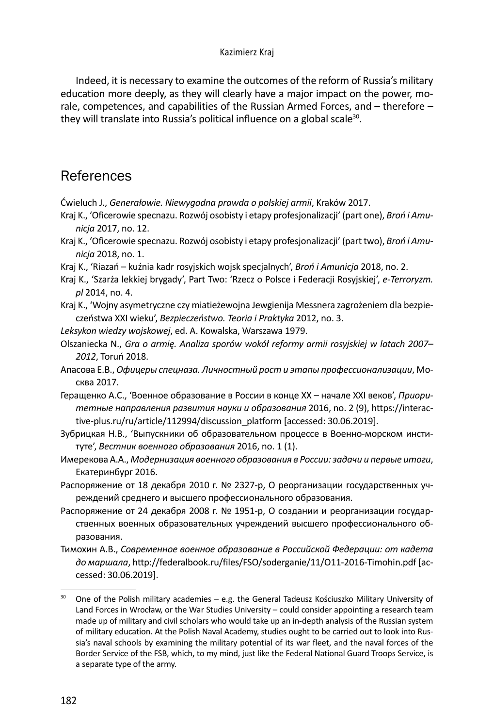Indeed, it is necessary to examine the outcomes of the reform of Russia's military education more deeply, as they will clearly have a major impact on the power, morale, competences, and capabilities of the Russian Armed Forces, and – therefore – they will translate into Russia's political influence on a global scale[30].

## References

Ćwieluch J., *Generałowie. Niewygodna prawda o polskiej armii*, Kraków 2017.

Kraj K., 'Oficerowie specnazu. Rozwój osobisty i etapy profesjonalizacji' (part one), *Broń i Amunicja* 2017, no. 12.

Kraj K., 'Oficerowie specnazu. Rozwój osobisty i etapy profesjonalizacji' (part two), *Broń i Amunicja* 2018, no. 1.

Kraj K., 'Riazań – kuźnia kadr rosyjskich wojsk specjalnych', *Broń i Amunicja* 2018, no. 2.

Kraj K., 'Szarża lekkiej brygady', Part Two: 'Rzecz o Polsce i Federacji Rosyjskiej', *e-Terroryzm.pl* 2014, no. 4.

Kraj K., 'Wojny asymetryczne czy miatieżewojna Jewgienija Messnera zagrożeniem dla bezpieczeństwa XXI wieku', *Bezpieczeństwo. Teoria i Praktyka* 2012, no. 3.

*Leksykon wiedzy wojskowej*, ed. A. Kowalska, Warszawa 1979.

Olszaniecka N., *Gra o armię. Analiza sporów wokół reformy armii rosyjskiej w latach 2007–2012*, Toruń 2018.

Апасова Е.В., *Офицеры спецназа. Личностный рост и этапы профессионализации*, Москва 2017.

Геращенко А.С., 'Военное образование в России в конце XX – начале XXI веков', *Приоритетные направления развития науки и образования* 2016, no. 2 (9), https://interactive-plus.ru/ru/article/112994/discussion_platform [accessed: 30.06.2019].

Зубрицкая Н.В., 'Выпускники об образовательном процессе в Военно-морском институте', *Вестник военного образования* 2016, no. 1 (1).

Имерекова А.А., *Модернизация военного образования в России: задачи и первые итоги*, Екатеринбург 2016.

Распоряжение от 18 декабря 2010 г. № 2327-р, О реорганизации государственных учреждений среднего и высшего профессионального образования.

Распоряжение от 24 декабря 2008 г. № 1951-р, О создании и реорганизации государственных военных образовательных учреждений высшего профессионального образования.

Тимохин А.В., *Современное военное образование в Российской Федерации: от кадета до маршала*, http://federalbook.ru/files/FSO/soderganie/11/O11-2016-Timohin.pdf [accessed: 30.06.2019].

---

[30] One of the Polish military academies – e.g. the General Tadeusz Kościuszko Military University of Land Forces in Wrocław, or the War Studies University – could consider appointing a research team made up of military and civil scholars who would take up an in-depth analysis of the Russian system of military education. At the Polish Naval Academy, studies ought to be carried out to look into Russia's naval schools by examining the military potential of its war fleet, and the naval forces of the Border Service of the FSB, which, to my mind, just like the Federal National Guard Troops Service, is a separate type of the army.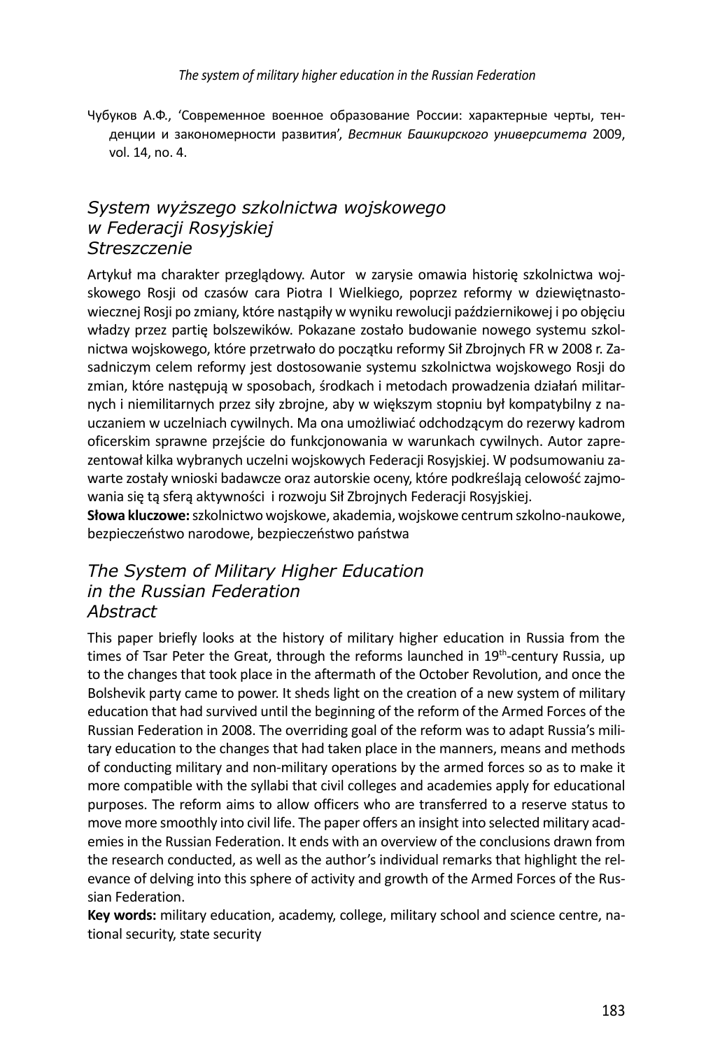Чубуков А.Ф., 'Современное военное образование России: характерные черты, тенденции и закономерности развития', *Вестник Башкирского университета* 2009, vol. 14, no. 4.

## *System wyższego szkolnictwa wojskowego w Federacji Rosyjskiej Streszczenie*

Artykuł ma charakter przeglądowy. Autor w zarysie omawia historię szkolnictwa wojskowego Rosji od czasów cara Piotra I Wielkiego, poprzez reformy w dziewiętnastowiecznej Rosji po zmiany, które nastąpiły w wyniku rewolucji październikowej i po objęciu władzy przez partię bolszewików. Pokazane zostało budowanie nowego systemu szkolnictwa wojskowego, które przetrwało do początku reformy Sił Zbrojnych FR w 2008 r. Zasadniczym celem reformy jest dostosowanie systemu szkolnictwa wojskowego Rosji do zmian, które następują w sposobach, środkach i metodach prowadzenia działań militarnych i niemilitarnych przez siły zbrojne, aby w większym stopniu był kompatybilny z nauczaniem w uczelniach cywilnych. Ma ona umożliwiać odchodzącym do rezerwy kadrom oficerskim sprawne przejście do funkcjonowania w warunkach cywilnych. Autor zaprezentował kilka wybranych uczelni wojskowych Federacji Rosyjskiej. W podsumowaniu zawarte zostały wnioski badawcze oraz autorskie oceny, które podkreślają celowość zajmowania się tą sferą aktywności i rozwoju Sił Zbrojnych Federacji Rosyjskiej.

**Słowa kluczowe:** szkolnictwo wojskowe, akademia, wojskowe centrum szkolno-naukowe, bezpieczeństwo narodowe, bezpieczeństwo państwa

## *The System of Military Higher Education in the Russian Federation Abstract*

This paper briefly looks at the history of military higher education in Russia from the times of Tsar Peter the Great, through the reforms launched in 19th-century Russia, up to the changes that took place in the aftermath of the October Revolution, and once the Bolshevik party came to power. It sheds light on the creation of a new system of military education that had survived until the beginning of the reform of the Armed Forces of the Russian Federation in 2008. The overriding goal of the reform was to adapt Russia's military education to the changes that had taken place in the manners, means and methods of conducting military and non-military operations by the armed forces so as to make it more compatible with the syllabi that civil colleges and academies apply for educational purposes. The reform aims to allow officers who are transferred to a reserve status to move more smoothly into civil life. The paper offers an insight into selected military academies in the Russian Federation. It ends with an overview of the conclusions drawn from the research conducted, as well as the author's individual remarks that highlight the relevance of delving into this sphere of activity and growth of the Armed Forces of the Russian Federation.

**Key words:** military education, academy, college, military school and science centre, national security, state security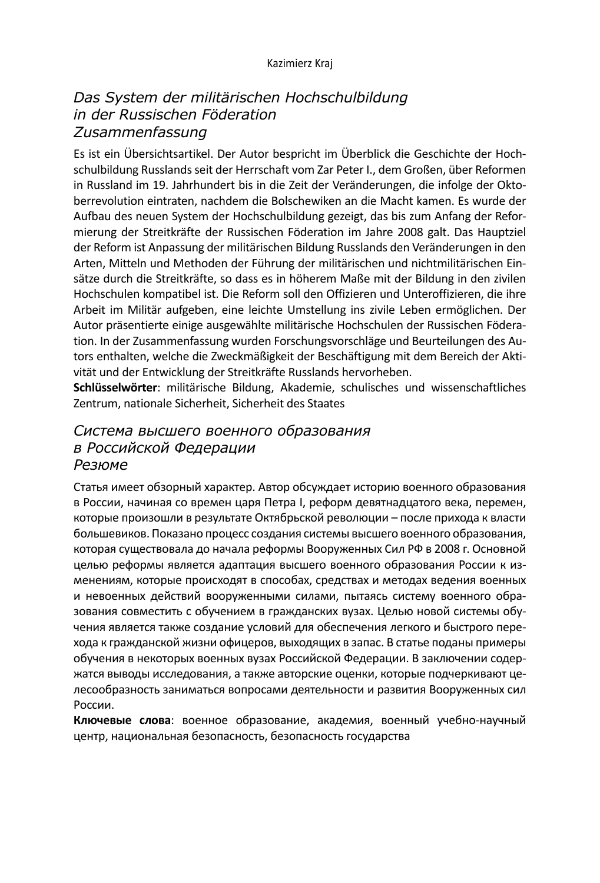Kazimierz Kraj

## *Das System der militärischen Hochschulbildung in der Russischen Föderation Zusammenfassung*

Es ist ein Übersichtsartikel. Der Autor bespricht im Überblick die Geschichte der Hochschulbildung Russlands seit der Herrschaft vom Zar Peter I., dem Großen, über Reformen in Russland im 19. Jahrhundert bis in die Zeit der Veränderungen, die infolge der Oktoberrevolution eintraten, nachdem die Bolschewiken an die Macht kamen. Es wurde der Aufbau des neuen System der Hochschulbildung gezeigt, das bis zum Anfang der Reformierung der Streitkräfte der Russischen Föderation im Jahre 2008 galt. Das Hauptziel der Reform ist Anpassung der militärischen Bildung Russlands den Veränderungen in den Arten, Mitteln und Methoden der Führung der militärischen und nichtmilitärischen Einsätze durch die Streitkräfte, so dass es in höherem Maße mit der Bildung in den zivilen Hochschulen kompatibel ist. Die Reform soll den Offizieren und Unteroffizieren, die ihre Arbeit im Militär aufgeben, eine leichte Umstellung ins zivile Leben ermöglichen. Der Autor präsentierte einige ausgewählte militärische Hochschulen der Russischen Föderation. In der Zusammenfassung wurden Forschungsvorschläge und Beurteilungen des Autors enthalten, welche die Zweckmäßigkeit der Beschäftigung mit dem Bereich der Aktivität und der Entwicklung der Streitkräfte Russlands hervorheben.

**Schlüsselwörter**: militärische Bildung, Akademie, schulisches und wissenschaftliches Zentrum, nationale Sicherheit, Sicherheit des Staates

## *Система высшего военного образования в Российской Федерации Резюме*

Статья имеет обзорный характер. Автор обсуждает историю военного образования в России, начиная со времен царя Петра I, реформ девятнадцатого века, перемен, которые произошли в результате Октябрьской революции – после прихода к власти большевиков. Показано процесс создания системы высшего военного образования, которая существовала до начала реформы Вооруженных Сил РФ в 2008 г. Основной целью реформы является адаптация высшего военного образования России к изменениям, которые происходят в способах, средствах и методах ведения военных и невоенных действий вооруженными силами, пытаясь систему военного образования совместить с обучением в гражданских вузах. Целью новой системы обучения является также создание условий для обеспечения легкого и быстрого перехода к гражданской жизни офицеров, выходящих в запас. В статье поданы примеры обучения в некоторых военных вузах Российской Федерации. В заключении содержатся выводы исследования, а также авторские оценки, которые подчеркивают целесообразность заниматься вопросами деятельности и развития Вооруженных сил России.

**Ключевые слова**: военное образование, академия, военный учебно-научный центр, национальная безопасность, безопасность государства